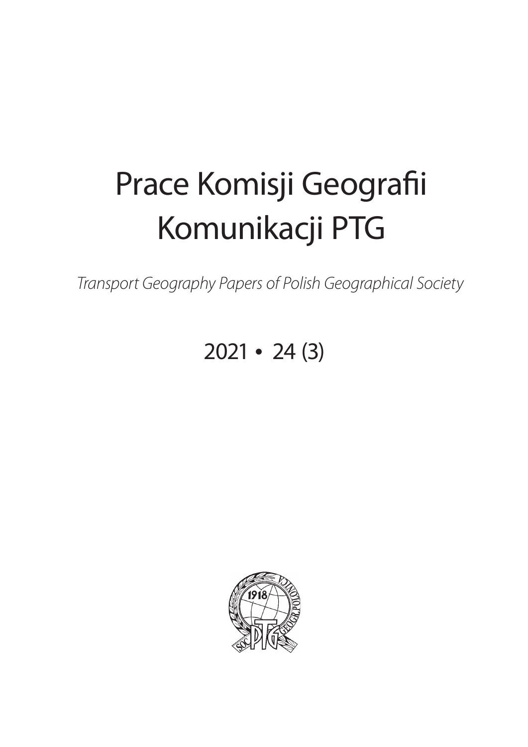# Prace Komisji Geografii Komunikacji PTG

*Transport Geography Papers of Polish Geographical Society*

2021 • 24 (3)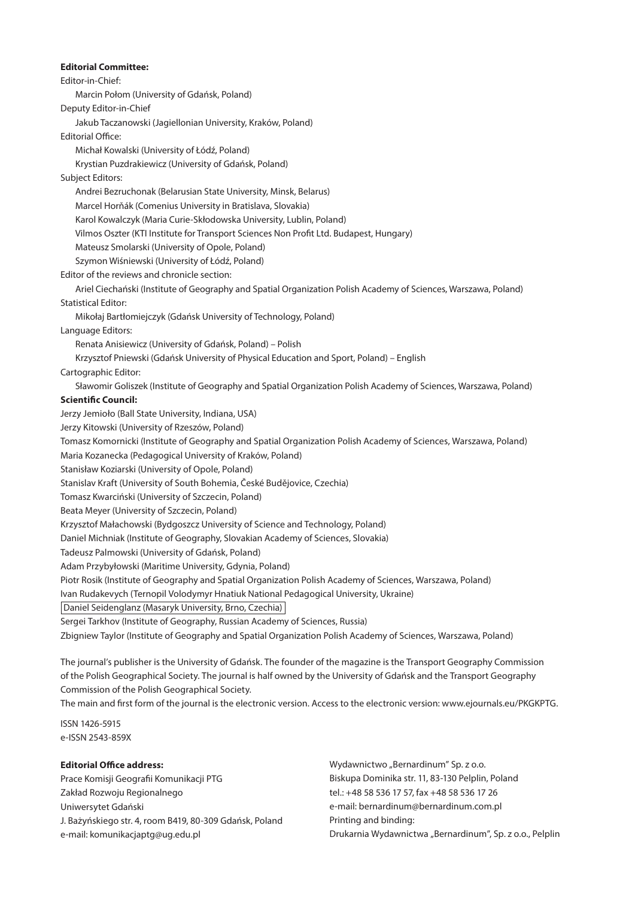**Editorial Committee:**

Editor-in-Chief:

Marcin Połom (University of Gdańsk, Poland)

Deputy Editor-in-Chief

Jakub Taczanowski (Jagiellonian University, Kraków, Poland)

Editorial Office:

Michał Kowalski (University of Łódź, Poland)

Krystian Puzdrakiewicz (University of Gdańsk, Poland)

Subject Editors:

Andrei Bezruchonak (Belarusian State University, Minsk, Belarus)

Marcel Horňák (Comenius University in Bratislava, Slovakia)

Karol Kowalczyk (Maria Curie-Skłodowska University, Lublin, Poland)

Vilmos Oszter (KTI Institute for Transport Sciences Non Profit Ltd. Budapest, Hungary)

Mateusz Smolarski (University of Opole, Poland)

Szymon Wiśniewski (University of Łódź, Poland)

Editor of the reviews and chronicle section:

Ariel Ciechański (Institute of Geography and Spatial Organization Polish Academy of Sciences, Warszawa, Poland)

Statistical Editor:

Mikołaj Bartłomiejczyk (Gdańsk University of Technology, Poland)

Language Editors:

Renata Anisiewicz (University of Gdańsk, Poland) – Polish

Krzysztof Pniewski (Gdańsk University of Physical Education and Sport, Poland) – English

Cartographic Editor:

Sławomir Goliszek (Institute of Geography and Spatial Organization Polish Academy of Sciences, Warszawa, Poland)

**Scientific Council:**

Jerzy Jemioło (Ball State University, Indiana, USA)

Jerzy Kitowski (University of Rzeszów, Poland)

Tomasz Komornicki (Institute of Geography and Spatial Organization Polish Academy of Sciences, Warszawa, Poland)

Maria Kozanecka (Pedagogical University of Kraków, Poland)

Stanisław Koziarski (University of Opole, Poland)

Stanislav Kraft (University of South Bohemia, České Budějovice, Czechia)

Tomasz Kwarciński (University of Szczecin, Poland)

Beata Meyer (University of Szczecin, Poland)

Krzysztof Małachowski (Bydgoszcz University of Science and Technology, Poland)

Daniel Michniak (Institute of Geography, Slovakian Academy of Sciences, Slovakia)

Tadeusz Palmowski (University of Gdańsk, Poland)

Adam Przybyłowski (Maritime University, Gdynia, Poland)

Piotr Rosik (Institute of Geography and Spatial Organization Polish Academy of Sciences, Warszawa, Poland)

Ivan Rudakevych (Ternopil Volodymyr Hnatiuk National Pedagogical University, Ukraine)

Daniel Seidenglanz (Masaryk University, Brno, Czechia)

Sergei Tarkhov (Institute of Geography, Russian Academy of Sciences, Russia)

Zbigniew Taylor (Institute of Geography and Spatial Organization Polish Academy of Sciences, Warszawa, Poland)

The journal's publisher is the University of Gdańsk. The founder of the magazine is the Transport Geography Commission of the Polish Geographical Society. The journal is half owned by the University of Gdańsk and the Transport Geography Commission of the Polish Geographical Society.

The main and first form of the journal is the electronic version. Access to the electronic version: www.ejournals.eu/PKGKPTG.

ISSN 1426-5915

e-ISSN 2543-859X

**Editorial Office address:**

Prace Komisji Geografii Komunikacji PTG

Zakład Rozwoju Regionalnego

Uniwersytet Gdański

J. Bażyńskiego str. 4, room B419, 80-309 Gdańsk, Poland

e-mail: komunikacjaptg@ug.edu.pl

Wydawnictwo „Bernardinum" Sp. z o.o.

Biskupa Dominika str. 11, 83-130 Pelplin, Poland

tel.: +48 58 536 17 57, fax +48 58 536 17 26

e-mail: bernardinum@bernardinum.com.pl

Printing and binding:

Drukarnia Wydawnictwa „Bernardinum", Sp. z o.o., Pelplin